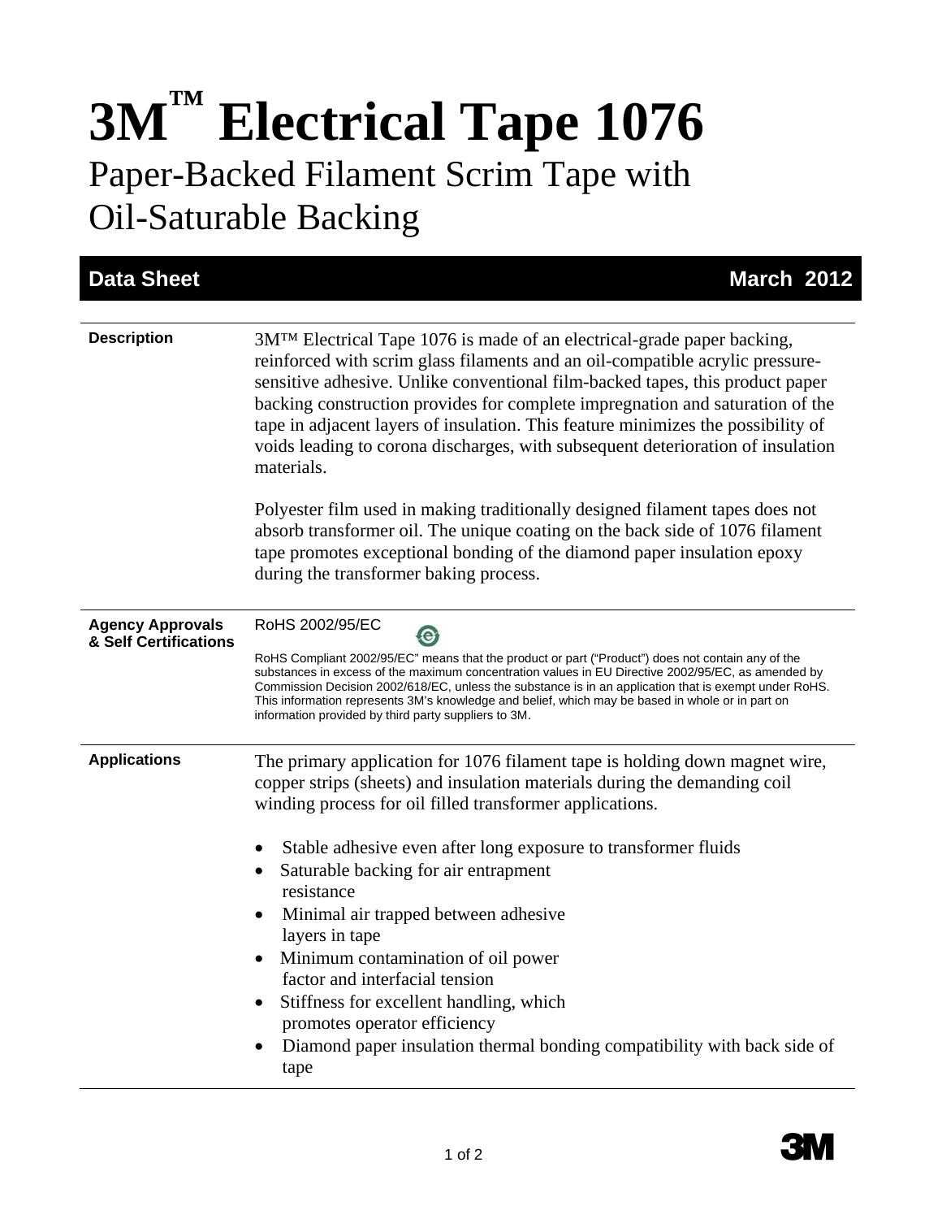# 3M™ Electrical Tape 1076

## Paper-Backed Filament Scrim Tape with Oil-Saturable Backing

**Data Sheet** **March 2012**

**Description**

3M™ Electrical Tape 1076 is made of an electrical-grade paper backing, reinforced with scrim glass filaments and an oil-compatible acrylic pressure-sensitive adhesive. Unlike conventional film-backed tapes, this product paper backing construction provides for complete impregnation and saturation of the tape in adjacent layers of insulation. This feature minimizes the possibility of voids leading to corona discharges, with subsequent deterioration of insulation materials.

Polyester film used in making traditionally designed filament tapes does not absorb transformer oil. The unique coating on the back side of 1076 filament tape promotes exceptional bonding of the diamond paper insulation epoxy during the transformer baking process.

**Agency Approvals & Self Certifications**

RoHS 2002/95/EC

RoHS Compliant 2002/95/EC" means that the product or part ("Product") does not contain any of the substances in excess of the maximum concentration values in EU Directive 2002/95/EC, as amended by Commission Decision 2002/618/EC, unless the substance is in an application that is exempt under RoHS. This information represents 3M's knowledge and belief, which may be based in whole or in part on information provided by third party suppliers to 3M.

**Applications**

The primary application for 1076 filament tape is holding down magnet wire, copper strips (sheets) and insulation materials during the demanding coil winding process for oil filled transformer applications.

- Stable adhesive even after long exposure to transformer fluids
- Saturable backing for air entrapment resistance
- Minimal air trapped between adhesive layers in tape
- Minimum contamination of oil power factor and interfacial tension
- Stiffness for excellent handling, which promotes operator efficiency
- Diamond paper insulation thermal bonding compatibility with back side of tape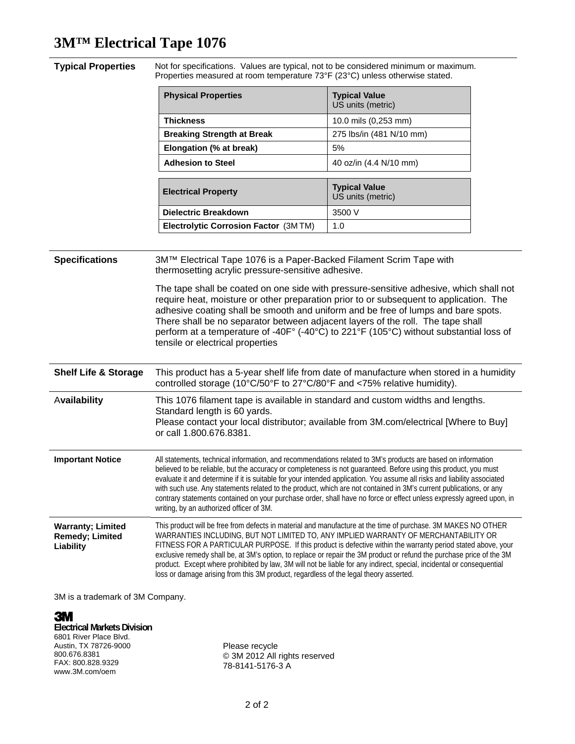# 3M™ Electrical Tape 1076

**Typical Properties**

Not for specifications. Values are typical, not to be considered minimum or maximum. Properties measured at room temperature 73°F (23°C) unless otherwise stated.

| Physical Properties | Typical Value US units (metric) |
|---|---|
| **Thickness** | 10.0 mils (0,253 mm) |
| **Breaking Strength at Break** | 275 lbs/in (481 N/10 mm) |
| **Elongation (% at break)** | 5% |
| **Adhesion to Steel** | 40 oz/in (4.4 N/10 mm) |

| Electrical Property | Typical Value US units (metric) |
|---|---|
| **Dielectric Breakdown** | 3500 V |
| **Electrolytic Corrosion Factor** (3M TM) | 1.0 |

**Specifications**

3M™ Electrical Tape 1076 is a Paper-Backed Filament Scrim Tape with thermosetting acrylic pressure-sensitive adhesive.

The tape shall be coated on one side with pressure-sensitive adhesive, which shall not require heat, moisture or other preparation prior to or subsequent to application. The adhesive coating shall be smooth and uniform and be free of lumps and bare spots. There shall be no separator between adjacent layers of the roll. The tape shall perform at a temperature of -40F° (-40°C) to 221°F (105°C) without substantial loss of tensile or electrical properties

**Shelf Life & Storage**

This product has a 5-year shelf life from date of manufacture when stored in a humidity controlled storage (10°C/50°F to 27°C/80°F and <75% relative humidity).

**Availability**

This 1076 filament tape is available in standard and custom widths and lengths. Standard length is 60 yards.
Please contact your local distributor; available from 3M.com/electrical [Where to Buy] or call 1.800.676.8381.

**Important Notice**

All statements, technical information, and recommendations related to 3M's products are based on information believed to be reliable, but the accuracy or completeness is not guaranteed. Before using this product, you must evaluate it and determine if it is suitable for your intended application. You assume all risks and liability associated with such use. Any statements related to the product, which are not contained in 3M's current publications, or any contrary statements contained on your purchase order, shall have no force or effect unless expressly agreed upon, in writing, by an authorized officer of 3M.

**Warranty; Limited Remedy; Limited Liability**

This product will be free from defects in material and manufacture at the time of purchase. 3M MAKES NO OTHER WARRANTIES INCLUDING, BUT NOT LIMITED TO, ANY IMPLIED WARRANTY OF MERCHANTABILITY OR FITNESS FOR A PARTICULAR PURPOSE. If this product is defective within the warranty period stated above, your exclusive remedy shall be, at 3M's option, to replace or repair the 3M product or refund the purchase price of the 3M product. Except where prohibited by law, 3M will not be liable for any indirect, special, incidental or consequential loss or damage arising from this 3M product, regardless of the legal theory asserted.

3M is a trademark of 3M Company.

**3M**
**Electrical Markets Division**
6801 River Place Blvd.
Austin, TX 78726-9000
800.676.8381
FAX: 800.828.9329
www.3M.com/oem

Please recycle
© 3M 2012 All rights reserved
78-8141-5176-3 A